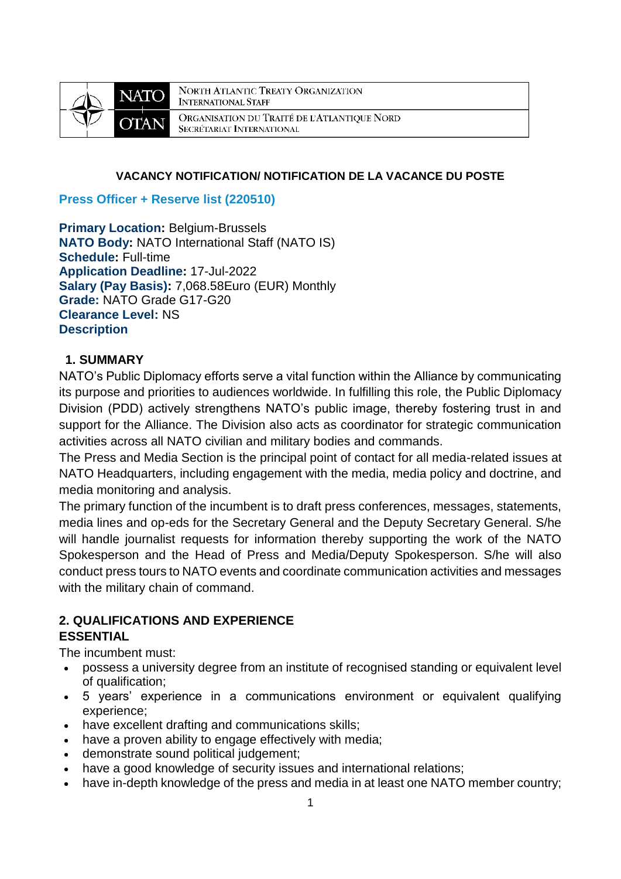NORTH ATLANTIC TREATY ORGANIZATION
INTERNATIONAL STAFF

ORGANISATION DU TRAITÉ DE L'ATLANTIQUE NORD
SECRÉTARIAT INTERNATIONAL

**VACANCY NOTIFICATION/ NOTIFICATION DE LA VACANCE DU POSTE**

## Press Officer + Reserve list (220510)

**Primary Location:** Belgium-Brussels
**NATO Body:** NATO International Staff (NATO IS)
**Schedule:** Full-time
**Application Deadline:** 17-Jul-2022
**Salary (Pay Basis):** 7,068.58Euro (EUR) Monthly
**Grade:** NATO Grade G17-G20
**Clearance Level:** NS
**Description**

### 1. SUMMARY

NATO's Public Diplomacy efforts serve a vital function within the Alliance by communicating its purpose and priorities to audiences worldwide. In fulfilling this role, the Public Diplomacy Division (PDD) actively strengthens NATO's public image, thereby fostering trust in and support for the Alliance. The Division also acts as coordinator for strategic communication activities across all NATO civilian and military bodies and commands.

The Press and Media Section is the principal point of contact for all media-related issues at NATO Headquarters, including engagement with the media, media policy and doctrine, and media monitoring and analysis.

The primary function of the incumbent is to draft press conferences, messages, statements, media lines and op-eds for the Secretary General and the Deputy Secretary General. S/he will handle journalist requests for information thereby supporting the work of the NATO Spokesperson and the Head of Press and Media/Deputy Spokesperson. S/he will also conduct press tours to NATO events and coordinate communication activities and messages with the military chain of command.

### 2. QUALIFICATIONS AND EXPERIENCE

**ESSENTIAL**

The incumbent must:

- possess a university degree from an institute of recognised standing or equivalent level of qualification;
- 5 years' experience in a communications environment or equivalent qualifying experience;
- have excellent drafting and communications skills;
- have a proven ability to engage effectively with media;
- demonstrate sound political judgement;
- have a good knowledge of security issues and international relations;
- have in-depth knowledge of the press and media in at least one NATO member country;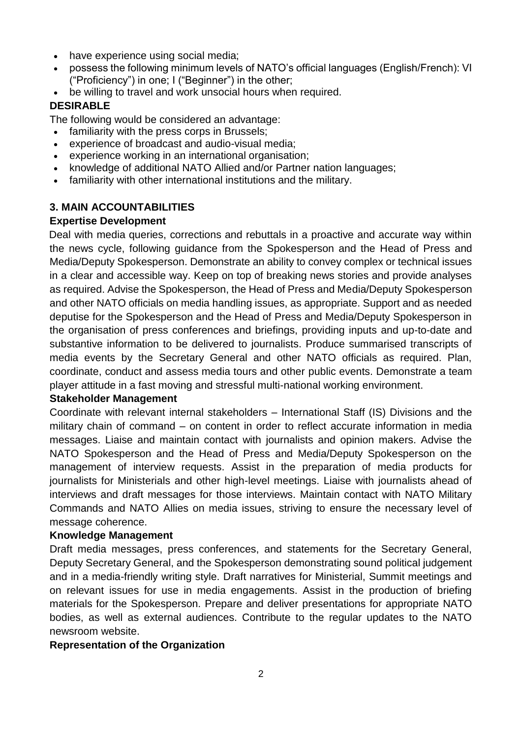- have experience using social media;
- possess the following minimum levels of NATO's official languages (English/French): VI ("Proficiency") in one; I ("Beginner") in the other;
- be willing to travel and work unsocial hours when required.

**DESIRABLE**

The following would be considered an advantage:

- familiarity with the press corps in Brussels;
- experience of broadcast and audio-visual media;
- experience working in an international organisation;
- knowledge of additional NATO Allied and/or Partner nation languages;
- familiarity with other international institutions and the military.

## 3. MAIN ACCOUNTABILITIES

**Expertise Development**

Deal with media queries, corrections and rebuttals in a proactive and accurate way within the news cycle, following guidance from the Spokesperson and the Head of Press and Media/Deputy Spokesperson. Demonstrate an ability to convey complex or technical issues in a clear and accessible way. Keep on top of breaking news stories and provide analyses as required. Advise the Spokesperson, the Head of Press and Media/Deputy Spokesperson and other NATO officials on media handling issues, as appropriate. Support and as needed deputise for the Spokesperson and the Head of Press and Media/Deputy Spokesperson in the organisation of press conferences and briefings, providing inputs and up-to-date and substantive information to be delivered to journalists. Produce summarised transcripts of media events by the Secretary General and other NATO officials as required. Plan, coordinate, conduct and assess media tours and other public events. Demonstrate a team player attitude in a fast moving and stressful multi-national working environment.

**Stakeholder Management**

Coordinate with relevant internal stakeholders – International Staff (IS) Divisions and the military chain of command – on content in order to reflect accurate information in media messages. Liaise and maintain contact with journalists and opinion makers. Advise the NATO Spokesperson and the Head of Press and Media/Deputy Spokesperson on the management of interview requests. Assist in the preparation of media products for journalists for Ministerials and other high-level meetings. Liaise with journalists ahead of interviews and draft messages for those interviews. Maintain contact with NATO Military Commands and NATO Allies on media issues, striving to ensure the necessary level of message coherence.

**Knowledge Management**

Draft media messages, press conferences, and statements for the Secretary General, Deputy Secretary General, and the Spokesperson demonstrating sound political judgement and in a media-friendly writing style. Draft narratives for Ministerial, Summit meetings and on relevant issues for use in media engagements. Assist in the production of briefing materials for the Spokesperson. Prepare and deliver presentations for appropriate NATO bodies, as well as external audiences. Contribute to the regular updates to the NATO newsroom website.

**Representation of the Organization**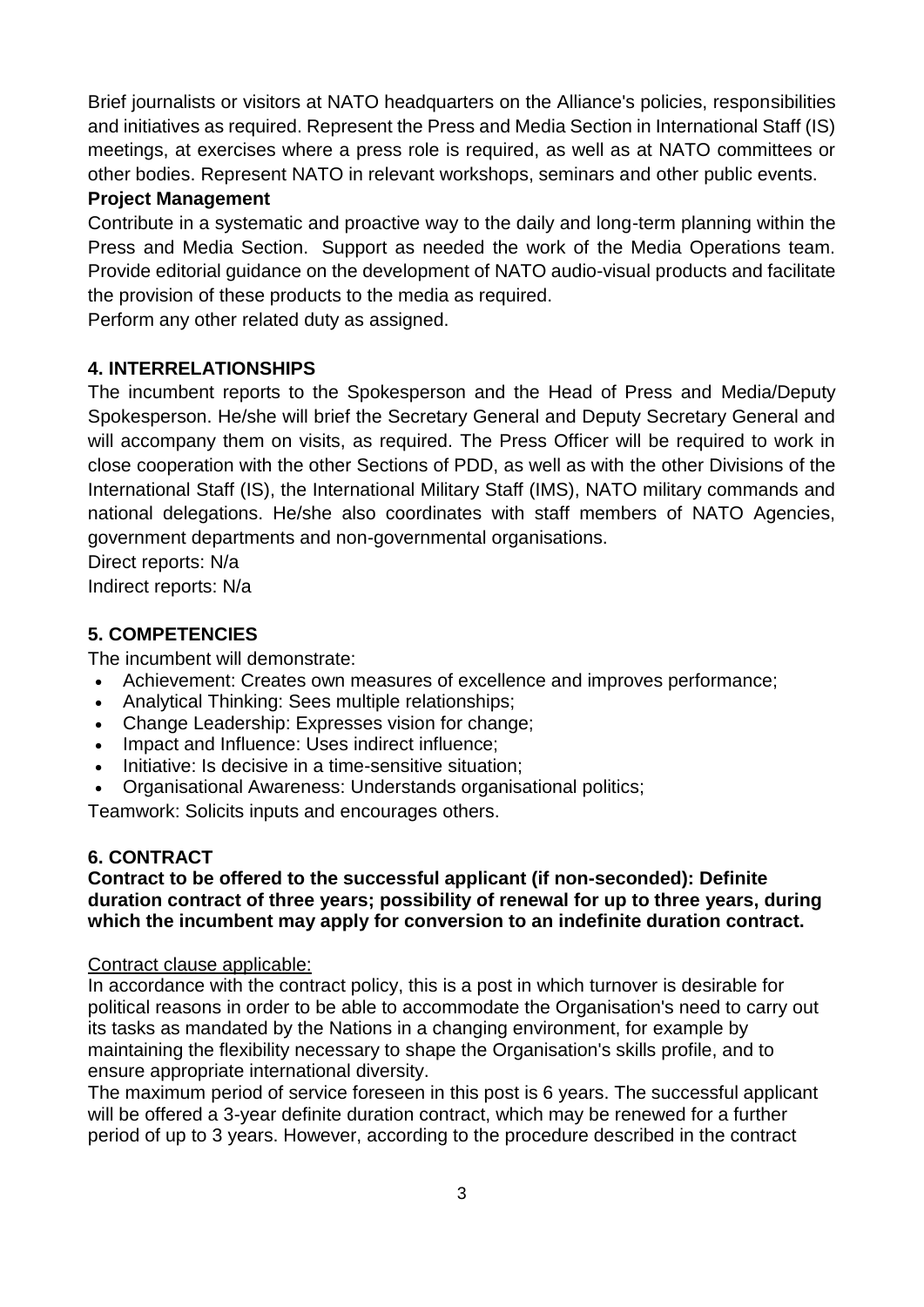Brief journalists or visitors at NATO headquarters on the Alliance's policies, responsibilities and initiatives as required. Represent the Press and Media Section in International Staff (IS) meetings, at exercises where a press role is required, as well as at NATO committees or other bodies. Represent NATO in relevant workshops, seminars and other public events.

**Project Management**

Contribute in a systematic and proactive way to the daily and long-term planning within the Press and Media Section. Support as needed the work of the Media Operations team. Provide editorial guidance on the development of NATO audio-visual products and facilitate the provision of these products to the media as required.

Perform any other related duty as assigned.

## 4. INTERRELATIONSHIPS

The incumbent reports to the Spokesperson and the Head of Press and Media/Deputy Spokesperson. He/she will brief the Secretary General and Deputy Secretary General and will accompany them on visits, as required. The Press Officer will be required to work in close cooperation with the other Sections of PDD, as well as with the other Divisions of the International Staff (IS), the International Military Staff (IMS), NATO military commands and national delegations. He/she also coordinates with staff members of NATO Agencies, government departments and non-governmental organisations.

Direct reports: N/a

Indirect reports: N/a

## 5. COMPETENCIES

The incumbent will demonstrate:

- Achievement: Creates own measures of excellence and improves performance;
- Analytical Thinking: Sees multiple relationships;
- Change Leadership: Expresses vision for change;
- Impact and Influence: Uses indirect influence;
- Initiative: Is decisive in a time-sensitive situation;
- Organisational Awareness: Understands organisational politics;

Teamwork: Solicits inputs and encourages others.

## 6. CONTRACT

**Contract to be offered to the successful applicant (if non-seconded): Definite duration contract of three years; possibility of renewal for up to three years, during which the incumbent may apply for conversion to an indefinite duration contract.**

Contract clause applicable:

In accordance with the contract policy, this is a post in which turnover is desirable for political reasons in order to be able to accommodate the Organisation's need to carry out its tasks as mandated by the Nations in a changing environment, for example by maintaining the flexibility necessary to shape the Organisation's skills profile, and to ensure appropriate international diversity.

The maximum period of service foreseen in this post is 6 years. The successful applicant will be offered a 3-year definite duration contract, which may be renewed for a further period of up to 3 years. However, according to the procedure described in the contract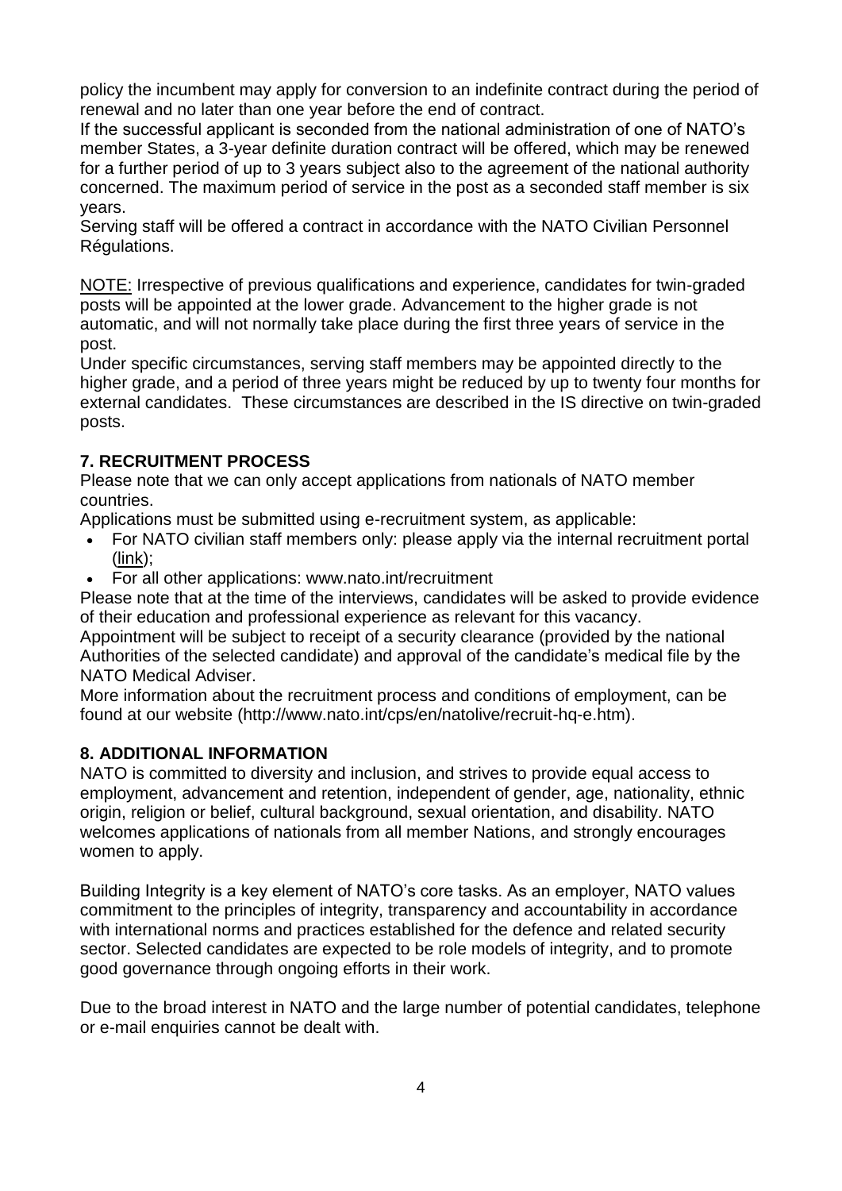policy the incumbent may apply for conversion to an indefinite contract during the period of renewal and no later than one year before the end of contract.
If the successful applicant is seconded from the national administration of one of NATO's member States, a 3-year definite duration contract will be offered, which may be renewed for a further period of up to 3 years subject also to the agreement of the national authority concerned. The maximum period of service in the post as a seconded staff member is six years.
Serving staff will be offered a contract in accordance with the NATO Civilian Personnel Régulations.

NOTE: Irrespective of previous qualifications and experience, candidates for twin-graded posts will be appointed at the lower grade. Advancement to the higher grade is not automatic, and will not normally take place during the first three years of service in the post.
Under specific circumstances, serving staff members may be appointed directly to the higher grade, and a period of three years might be reduced by up to twenty four months for external candidates. These circumstances are described in the IS directive on twin-graded posts.

## 7. RECRUITMENT PROCESS

Please note that we can only accept applications from nationals of NATO member countries.
Applications must be submitted using e-recruitment system, as applicable:

- For NATO civilian staff members only: please apply via the internal recruitment portal (link);
- For all other applications: www.nato.int/recruitment

Please note that at the time of the interviews, candidates will be asked to provide evidence of their education and professional experience as relevant for this vacancy.
Appointment will be subject to receipt of a security clearance (provided by the national Authorities of the selected candidate) and approval of the candidate's medical file by the NATO Medical Adviser.
More information about the recruitment process and conditions of employment, can be found at our website (http://www.nato.int/cps/en/natolive/recruit-hq-e.htm).

## 8. ADDITIONAL INFORMATION

NATO is committed to diversity and inclusion, and strives to provide equal access to employment, advancement and retention, independent of gender, age, nationality, ethnic origin, religion or belief, cultural background, sexual orientation, and disability. NATO welcomes applications of nationals from all member Nations, and strongly encourages women to apply.

Building Integrity is a key element of NATO's core tasks. As an employer, NATO values commitment to the principles of integrity, transparency and accountability in accordance with international norms and practices established for the defence and related security sector. Selected candidates are expected to be role models of integrity, and to promote good governance through ongoing efforts in their work.

Due to the broad interest in NATO and the large number of potential candidates, telephone or e-mail enquiries cannot be dealt with.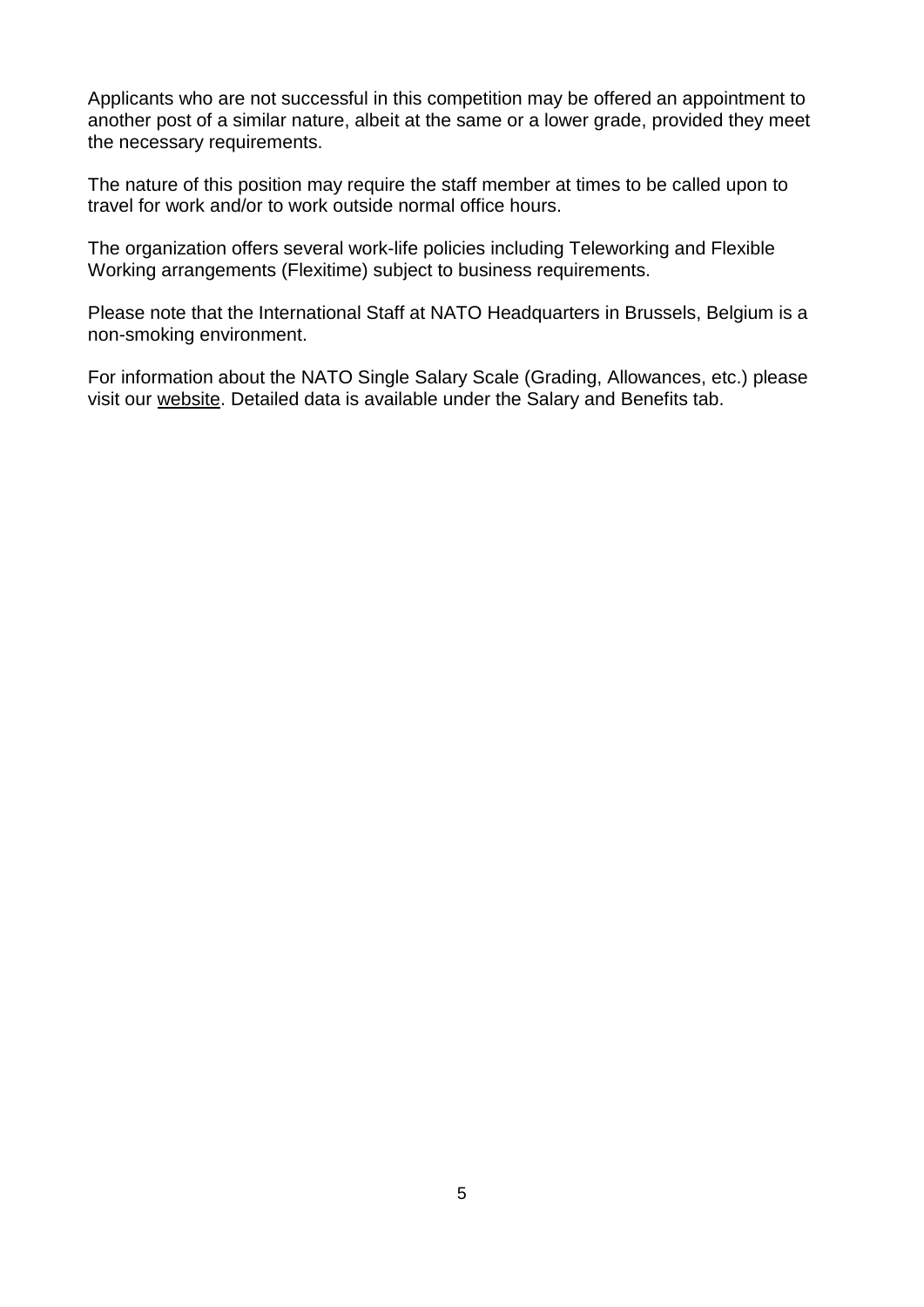Applicants who are not successful in this competition may be offered an appointment to another post of a similar nature, albeit at the same or a lower grade, provided they meet the necessary requirements.

The nature of this position may require the staff member at times to be called upon to travel for work and/or to work outside normal office hours.

The organization offers several work-life policies including Teleworking and Flexible Working arrangements (Flexitime) subject to business requirements.

Please note that the International Staff at NATO Headquarters in Brussels, Belgium is a non-smoking environment.

For information about the NATO Single Salary Scale (Grading, Allowances, etc.) please visit our website. Detailed data is available under the Salary and Benefits tab.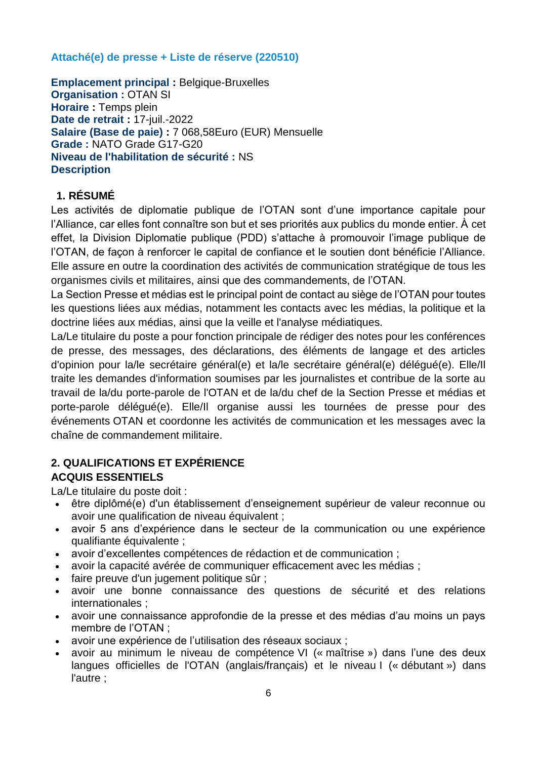### Attaché(e) de presse + Liste de réserve (220510)

**Emplacement principal :** Belgique-Bruxelles
**Organisation :** OTAN SI
**Horaire :** Temps plein
**Date de retrait :** 17-juil.-2022
**Salaire (Base de paie) :** 7 068,58Euro (EUR) Mensuelle
**Grade :** NATO Grade G17-G20
**Niveau de l'habilitation de sécurité :** NS
**Description**

**1. RÉSUMÉ**

Les activités de diplomatie publique de l'OTAN sont d'une importance capitale pour l'Alliance, car elles font connaître son but et ses priorités aux publics du monde entier. À cet effet, la Division Diplomatie publique (PDD) s'attache à promouvoir l'image publique de l'OTAN, de façon à renforcer le capital de confiance et le soutien dont bénéficie l'Alliance. Elle assure en outre la coordination des activités de communication stratégique de tous les organismes civils et militaires, ainsi que des commandements, de l'OTAN.

La Section Presse et médias est le principal point de contact au siège de l'OTAN pour toutes les questions liées aux médias, notamment les contacts avec les médias, la politique et la doctrine liées aux médias, ainsi que la veille et l'analyse médiatiques.

La/Le titulaire du poste a pour fonction principale de rédiger des notes pour les conférences de presse, des messages, des déclarations, des éléments de langage et des articles d'opinion pour la/le secrétaire général(e) et la/le secrétaire général(e) délégué(e). Elle/Il traite les demandes d'information soumises par les journalistes et contribue de la sorte au travail de la/du porte-parole de l'OTAN et de la/du chef de la Section Presse et médias et porte-parole délégué(e). Elle/Il organise aussi les tournées de presse pour des événements OTAN et coordonne les activités de communication et les messages avec la chaîne de commandement militaire.

**2. QUALIFICATIONS ET EXPÉRIENCE**

**ACQUIS ESSENTIELS**

La/Le titulaire du poste doit :

- être diplômé(e) d'un établissement d'enseignement supérieur de valeur reconnue ou avoir une qualification de niveau équivalent ;
- avoir 5 ans d'expérience dans le secteur de la communication ou une expérience qualifiante équivalente ;
- avoir d'excellentes compétences de rédaction et de communication ;
- avoir la capacité avérée de communiquer efficacement avec les médias ;
- faire preuve d'un jugement politique sûr ;
- avoir une bonne connaissance des questions de sécurité et des relations internationales ;
- avoir une connaissance approfondie de la presse et des médias d'au moins un pays membre de l'OTAN ;
- avoir une expérience de l'utilisation des réseaux sociaux ;
- avoir au minimum le niveau de compétence VI (« maîtrise ») dans l'une des deux langues officielles de l'OTAN (anglais/français) et le niveau I (« débutant ») dans l'autre ;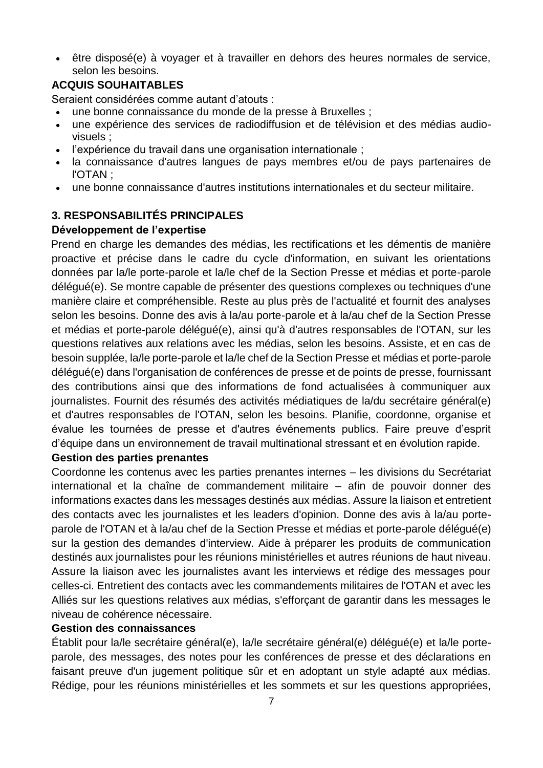- être disposé(e) à voyager et à travailler en dehors des heures normales de service, selon les besoins.

**ACQUIS SOUHAITABLES**

Seraient considérées comme autant d'atouts :

- une bonne connaissance du monde de la presse à Bruxelles ;
- une expérience des services de radiodiffusion et de télévision et des médias audio-visuels ;
- l'expérience du travail dans une organisation internationale ;
- la connaissance d'autres langues de pays membres et/ou de pays partenaires de l'OTAN ;
- une bonne connaissance d'autres institutions internationales et du secteur militaire.

## 3. RESPONSABILITÉS PRINCIPALES

**Développement de l'expertise**

Prend en charge les demandes des médias, les rectifications et les démentis de manière proactive et précise dans le cadre du cycle d'information, en suivant les orientations données par la/le porte-parole et la/le chef de la Section Presse et médias et porte-parole délégué(e). Se montre capable de présenter des questions complexes ou techniques d'une manière claire et compréhensible. Reste au plus près de l'actualité et fournit des analyses selon les besoins. Donne des avis à la/au porte-parole et à la/au chef de la Section Presse et médias et porte-parole délégué(e), ainsi qu'à d'autres responsables de l'OTAN, sur les questions relatives aux relations avec les médias, selon les besoins. Assiste, et en cas de besoin supplée, la/le porte-parole et la/le chef de la Section Presse et médias et porte-parole délégué(e) dans l'organisation de conférences de presse et de points de presse, fournissant des contributions ainsi que des informations de fond actualisées à communiquer aux journalistes. Fournit des résumés des activités médiatiques de la/du secrétaire général(e) et d'autres responsables de l'OTAN, selon les besoins. Planifie, coordonne, organise et évalue les tournées de presse et d'autres événements publics. Faire preuve d'esprit d'équipe dans un environnement de travail multinational stressant et en évolution rapide.

**Gestion des parties prenantes**

Coordonne les contenus avec les parties prenantes internes – les divisions du Secrétariat international et la chaîne de commandement militaire – afin de pouvoir donner des informations exactes dans les messages destinés aux médias. Assure la liaison et entretient des contacts avec les journalistes et les leaders d'opinion. Donne des avis à la/au porte-parole de l'OTAN et à la/au chef de la Section Presse et médias et porte-parole délégué(e) sur la gestion des demandes d'interview. Aide à préparer les produits de communication destinés aux journalistes pour les réunions ministérielles et autres réunions de haut niveau. Assure la liaison avec les journalistes avant les interviews et rédige des messages pour celles-ci. Entretient des contacts avec les commandements militaires de l'OTAN et avec les Alliés sur les questions relatives aux médias, s'efforçant de garantir dans les messages le niveau de cohérence nécessaire.

**Gestion des connaissances**

Établit pour la/le secrétaire général(e), la/le secrétaire général(e) délégué(e) et la/le porte-parole, des messages, des notes pour les conférences de presse et des déclarations en faisant preuve d'un jugement politique sûr et en adoptant un style adapté aux médias. Rédige, pour les réunions ministérielles et les sommets et sur les questions appropriées,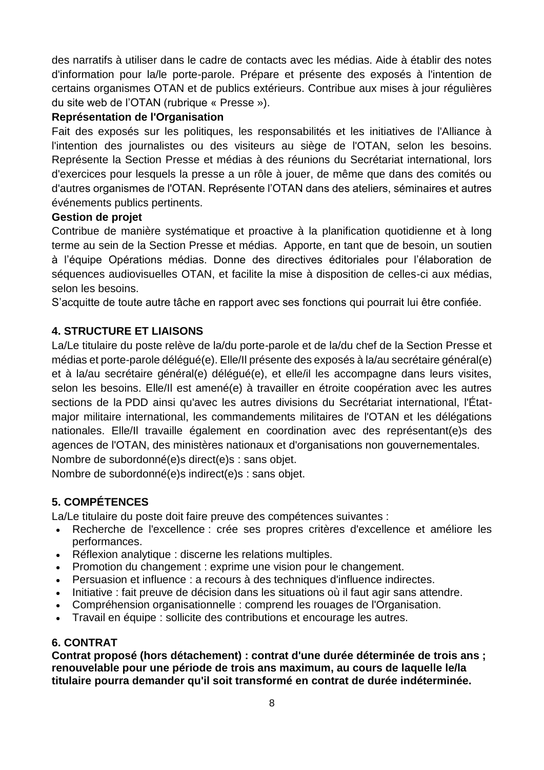des narratifs à utiliser dans le cadre de contacts avec les médias. Aide à établir des notes d'information pour la/le porte-parole. Prépare et présente des exposés à l'intention de certains organismes OTAN et de publics extérieurs. Contribue aux mises à jour régulières du site web de l'OTAN (rubrique « Presse »).

**Représentation de l'Organisation**

Fait des exposés sur les politiques, les responsabilités et les initiatives de l'Alliance à l'intention des journalistes ou des visiteurs au siège de l'OTAN, selon les besoins. Représente la Section Presse et médias à des réunions du Secrétariat international, lors d'exercices pour lesquels la presse a un rôle à jouer, de même que dans des comités ou d'autres organismes de l'OTAN. Représente l'OTAN dans des ateliers, séminaires et autres événements publics pertinents.

**Gestion de projet**

Contribue de manière systématique et proactive à la planification quotidienne et à long terme au sein de la Section Presse et médias. Apporte, en tant que de besoin, un soutien à l'équipe Opérations médias. Donne des directives éditoriales pour l'élaboration de séquences audiovisuelles OTAN, et facilite la mise à disposition de celles-ci aux médias, selon les besoins.

S'acquitte de toute autre tâche en rapport avec ses fonctions qui pourrait lui être confiée.

## 4. STRUCTURE ET LIAISONS

La/Le titulaire du poste relève de la/du porte-parole et de la/du chef de la Section Presse et médias et porte-parole délégué(e). Elle/Il présente des exposés à la/au secrétaire général(e) et à la/au secrétaire général(e) délégué(e), et elle/il les accompagne dans leurs visites, selon les besoins. Elle/Il est amené(e) à travailler en étroite coopération avec les autres sections de la PDD ainsi qu'avec les autres divisions du Secrétariat international, l'État-major militaire international, les commandements militaires de l'OTAN et les délégations nationales. Elle/Il travaille également en coordination avec des représentant(e)s des agences de l'OTAN, des ministères nationaux et d'organisations non gouvernementales.

Nombre de subordonné(e)s direct(e)s : sans objet.

Nombre de subordonné(e)s indirect(e)s : sans objet.

## 5. COMPÉTENCES

La/Le titulaire du poste doit faire preuve des compétences suivantes :

- Recherche de l'excellence : crée ses propres critères d'excellence et améliore les performances.
- Réflexion analytique : discerne les relations multiples.
- Promotion du changement : exprime une vision pour le changement.
- Persuasion et influence : a recours à des techniques d'influence indirectes.
- Initiative : fait preuve de décision dans les situations où il faut agir sans attendre.
- Compréhension organisationnelle : comprend les rouages de l'Organisation.
- Travail en équipe : sollicite des contributions et encourage les autres.

## 6. CONTRAT

**Contrat proposé (hors détachement) : contrat d'une durée déterminée de trois ans ; renouvelable pour une période de trois ans maximum, au cours de laquelle le/la titulaire pourra demander qu'il soit transformé en contrat de durée indéterminée.**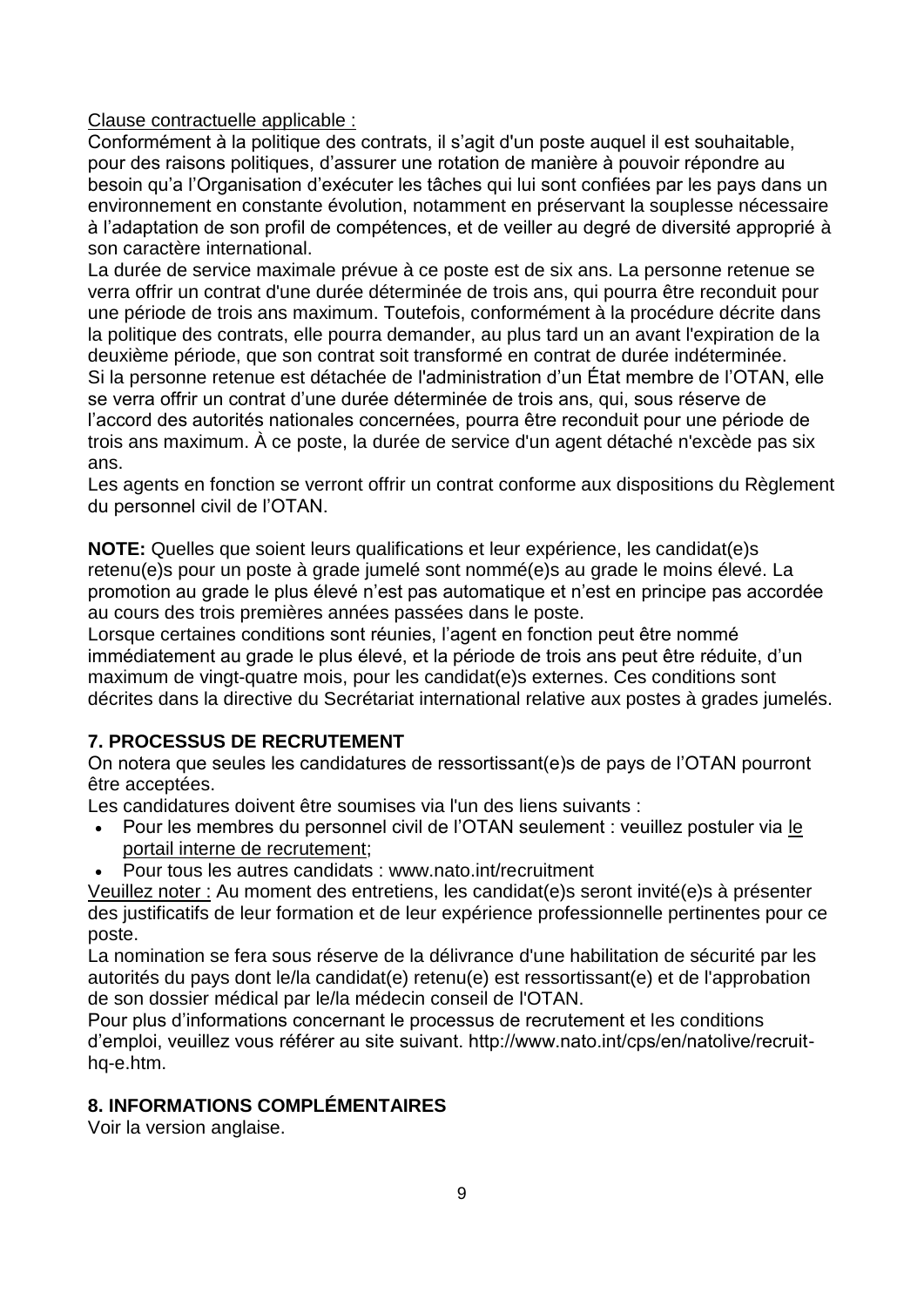Clause contractuelle applicable :
Conformément à la politique des contrats, il s'agit d'un poste auquel il est souhaitable, pour des raisons politiques, d'assurer une rotation de manière à pouvoir répondre au besoin qu'a l'Organisation d'exécuter les tâches qui lui sont confiées par les pays dans un environnement en constante évolution, notamment en préservant la souplesse nécessaire à l'adaptation de son profil de compétences, et de veiller au degré de diversité approprié à son caractère international.
La durée de service maximale prévue à ce poste est de six ans. La personne retenue se verra offrir un contrat d'une durée déterminée de trois ans, qui pourra être reconduit pour une période de trois ans maximum. Toutefois, conformément à la procédure décrite dans la politique des contrats, elle pourra demander, au plus tard un an avant l'expiration de la deuxième période, que son contrat soit transformé en contrat de durée indéterminée.
Si la personne retenue est détachée de l'administration d'un État membre de l'OTAN, elle se verra offrir un contrat d'une durée déterminée de trois ans, qui, sous réserve de l'accord des autorités nationales concernées, pourra être reconduit pour une période de trois ans maximum. À ce poste, la durée de service d'un agent détaché n'excède pas six ans.
Les agents en fonction se verront offrir un contrat conforme aux dispositions du Règlement du personnel civil de l'OTAN.

**NOTE:** Quelles que soient leurs qualifications et leur expérience, les candidat(e)s retenu(e)s pour un poste à grade jumelé sont nommé(e)s au grade le moins élevé. La promotion au grade le plus élevé n'est pas automatique et n'est en principe pas accordée au cours des trois premières années passées dans le poste.
Lorsque certaines conditions sont réunies, l'agent en fonction peut être nommé immédiatement au grade le plus élevé, et la période de trois ans peut être réduite, d'un maximum de vingt-quatre mois, pour les candidat(e)s externes. Ces conditions sont décrites dans la directive du Secrétariat international relative aux postes à grades jumelés.

## 7. PROCESSUS DE RECRUTEMENT

On notera que seules les candidatures de ressortissant(e)s de pays de l'OTAN pourront être acceptées.
Les candidatures doivent être soumises via l'un des liens suivants :

- Pour les membres du personnel civil de l'OTAN seulement : veuillez postuler via le portail interne de recrutement;
- Pour tous les autres candidats : www.nato.int/recruitment

Veuillez noter : Au moment des entretiens, les candidat(e)s seront invité(e)s à présenter des justificatifs de leur formation et de leur expérience professionnelle pertinentes pour ce poste.
La nomination se fera sous réserve de la délivrance d'une habilitation de sécurité par les autorités du pays dont le/la candidat(e) retenu(e) est ressortissant(e) et de l'approbation de son dossier médical par le/la médecin conseil de l'OTAN.
Pour plus d'informations concernant le processus de recrutement et les conditions d'emploi, veuillez vous référer au site suivant. http://www.nato.int/cps/en/natolive/recruit-hq-e.htm.

## 8. INFORMATIONS COMPLÉMENTAIRES

Voir la version anglaise.